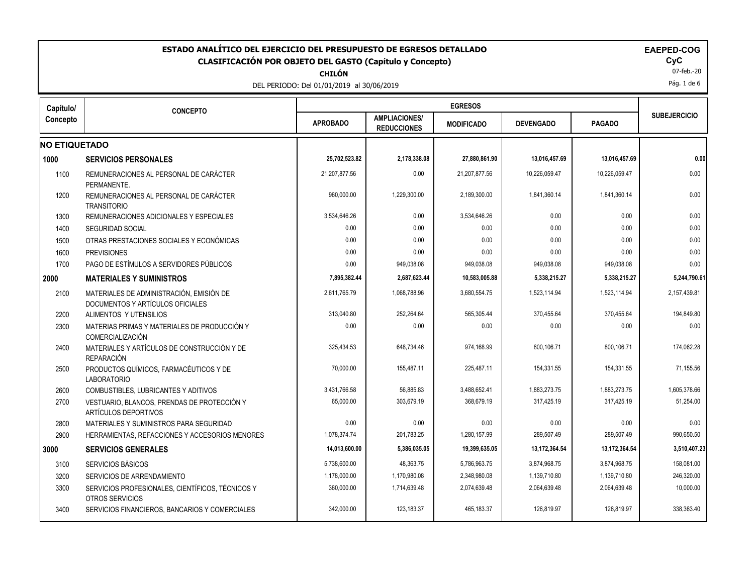# ESTADO ANALÍTICO DEL EJERCICIO DEL PRESUPUESTO DE EGRESOS DETALLADO

## CLASIFICACIÓN POR OBJETO DEL GASTO (Capítulo y Concepto)

**CHILÓN**

DEL PERIODO: Del 01/01/2019 al 30/06/2019

**EAEPED-COG**
**CyC**
07-feb.-20

| Capítulo/ Concepto | CONCEPTO | EGRESOS | | | | | SUBEJERCICIO |
|---|---|---|---|---|---|---|---|
| | | APROBADO | AMPLIACIONES/ REDUCCIONES | MODIFICADO | DEVENGADO | PAGADO | |
| **NO ETIQUETADO** | | | | | | | |
| **1000** | **SERVICIOS PERSONALES** | **25,702,523.82** | **2,178,338.08** | **27,880,861.90** | **13,016,457.69** | **13,016,457.69** | **0.00** |
| 1100 | REMUNERACIONES AL PERSONAL DE CARÁCTER PERMANENTE. | 21,207,877.56 | 0.00 | 21,207,877.56 | 10,226,059.47 | 10,226,059.47 | 0.00 |
| 1200 | REMUNERACIONES AL PERSONAL DE CARÁCTER TRANSITORIO | 960,000.00 | 1,229,300.00 | 2,189,300.00 | 1,841,360.14 | 1,841,360.14 | 0.00 |
| 1300 | REMUNERACIONES ADICIONALES Y ESPECIALES | 3,534,646.26 | 0.00 | 3,534,646.26 | 0.00 | 0.00 | 0.00 |
| 1400 | SEGURIDAD SOCIAL | 0.00 | 0.00 | 0.00 | 0.00 | 0.00 | 0.00 |
| 1500 | OTRAS PRESTACIONES SOCIALES Y ECONÓMICAS | 0.00 | 0.00 | 0.00 | 0.00 | 0.00 | 0.00 |
| 1600 | PREVISIONES | 0.00 | 0.00 | 0.00 | 0.00 | 0.00 | 0.00 |
| 1700 | PAGO DE ESTÍMULOS A SERVIDORES PÚBLICOS | 0.00 | 949,038.08 | 949,038.08 | 949,038.08 | 949,038.08 | 0.00 |
| **2000** | **MATERIALES Y SUMINISTROS** | **7,895,382.44** | **2,687,623.44** | **10,583,005.88** | **5,338,215.27** | **5,338,215.27** | **5,244,790.61** |
| 2100 | MATERIALES DE ADMINISTRACIÓN, EMISIÓN DE DOCUMENTOS Y ARTÍCULOS OFICIALES | 2,611,765.79 | 1,068,788.96 | 3,680,554.75 | 1,523,114.94 | 1,523,114.94 | 2,157,439.81 |
| 2200 | ALIMENTOS Y UTENSILIOS | 313,040.80 | 252,264.64 | 565,305.44 | 370,455.64 | 370,455.64 | 194,849.80 |
| 2300 | MATERIAS PRIMAS Y MATERIALES DE PRODUCCIÓN Y COMERCIALIZACIÓN | 0.00 | 0.00 | 0.00 | 0.00 | 0.00 | 0.00 |
| 2400 | MATERIALES Y ARTÍCULOS DE CONSTRUCCIÓN Y DE REPARACIÓN | 325,434.53 | 648,734.46 | 974,168.99 | 800,106.71 | 800,106.71 | 174,062.28 |
| 2500 | PRODUCTOS QUÍMICOS, FARMACÉUTICOS Y DE LABORATORIO | 70,000.00 | 155,487.11 | 225,487.11 | 154,331.55 | 154,331.55 | 71,155.56 |
| 2600 | COMBUSTIBLES, LUBRICANTES Y ADITIVOS | 3,431,766.58 | 56,885.83 | 3,488,652.41 | 1,883,273.75 | 1,883,273.75 | 1,605,378.66 |
| 2700 | VESTUARIO, BLANCOS, PRENDAS DE PROTECCIÓN Y ARTÍCULOS DEPORTIVOS | 65,000.00 | 303,679.19 | 368,679.19 | 317,425.19 | 317,425.19 | 51,254.00 |
| 2800 | MATERIALES Y SUMINISTROS PARA SEGURIDAD | 0.00 | 0.00 | 0.00 | 0.00 | 0.00 | 0.00 |
| 2900 | HERRAMIENTAS, REFACCIONES Y ACCESORIOS MENORES | 1,078,374.74 | 201,783.25 | 1,280,157.99 | 289,507.49 | 289,507.49 | 990,650.50 |
| **3000** | **SERVICIOS GENERALES** | **14,013,600.00** | **5,386,035.05** | **19,399,635.05** | **13,172,364.54** | **13,172,364.54** | **3,510,407.23** |
| 3100 | SERVICIOS BÁSICOS | 5,738,600.00 | 48,363.75 | 5,786,963.75 | 3,874,968.75 | 3,874,968.75 | 158,081.00 |
| 3200 | SERVICIOS DE ARRENDAMIENTO | 1,178,000.00 | 1,170,980.08 | 2,348,980.08 | 1,139,710.80 | 1,139,710.80 | 246,320.00 |
| 3300 | SERVICIOS PROFESIONALES, CIENTÍFICOS, TÉCNICOS Y OTROS SERVICIOS | 360,000.00 | 1,714,639.48 | 2,074,639.48 | 2,064,639.48 | 2,064,639.48 | 10,000.00 |
| 3400 | SERVICIOS FINANCIEROS, BANCARIOS Y COMERCIALES | 342,000.00 | 123,183.37 | 465,183.37 | 126,819.97 | 126,819.97 | 338,363.40 |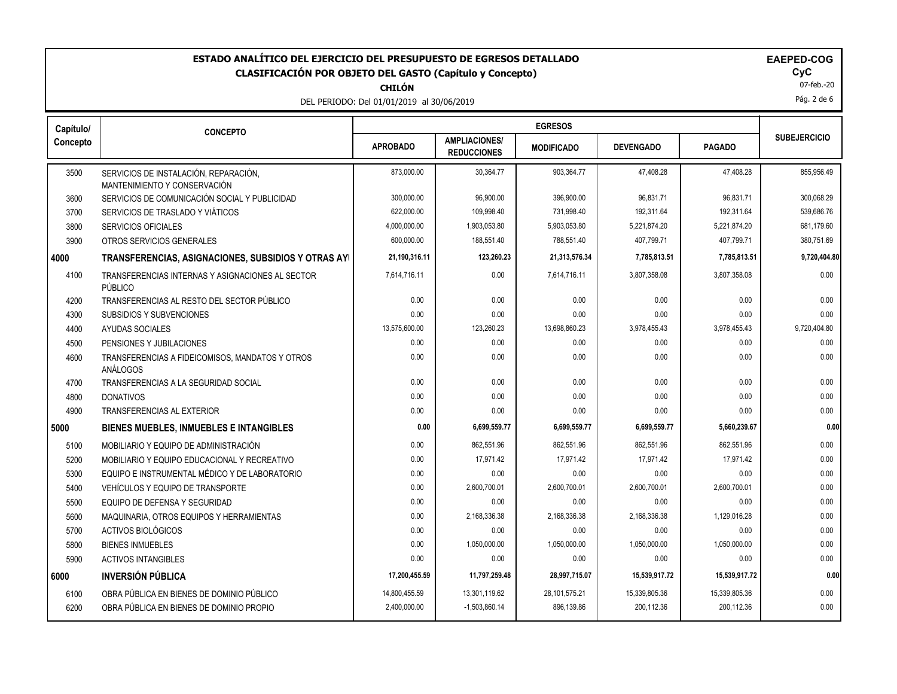# ESTADO ANALÍTICO DEL EJERCICIO DEL PRESUPUESTO DE EGRESOS DETALLADO

## CLASIFICACIÓN POR OBJETO DEL GASTO (Capítulo y Concepto)

**CHILÓN**

DEL PERIODO: Del 01/01/2019 al 30/06/2019

**EAEPED-COG**
**CyC**
07-feb.-20

| Capítulo/ Concepto | CONCEPTO | EGRESOS | | | | | SUBEJERCICIO |
|---|---|---|---|---|---|---|---|
| | | APROBADO | AMPLIACIONES/ REDUCCIONES | MODIFICADO | DEVENGADO | PAGADO | |
| 3500 | SERVICIOS DE INSTALACIÓN, REPARACIÓN, MANTENIMIENTO Y CONSERVACIÓN | 873,000.00 | 30,364.77 | 903,364.77 | 47,408.28 | 47,408.28 | 855,956.49 |
| 3600 | SERVICIOS DE COMUNICACIÓN SOCIAL Y PUBLICIDAD | 300,000.00 | 96,900.00 | 396,900.00 | 96,831.71 | 96,831.71 | 300,068.29 |
| 3700 | SERVICIOS DE TRASLADO Y VIÁTICOS | 622,000.00 | 109,998.40 | 731,998.40 | 192,311.64 | 192,311.64 | 539,686.76 |
| 3800 | SERVICIOS OFICIALES | 4,000,000.00 | 1,903,053.80 | 5,903,053.80 | 5,221,874.20 | 5,221,874.20 | 681,179.60 |
| 3900 | OTROS SERVICIOS GENERALES | 600,000.00 | 188,551.40 | 788,551.40 | 407,799.71 | 407,799.71 | 380,751.69 |
| **4000** | **TRANSFERENCIAS, ASIGNACIONES, SUBSIDIOS Y OTRAS AYI** | **21,190,316.11** | **123,260.23** | **21,313,576.34** | **7,785,813.51** | **7,785,813.51** | **9,720,404.80** |
| 4100 | TRANSFERENCIAS INTERNAS Y ASIGNACIONES AL SECTOR PÚBLICO | 7,614,716.11 | 0.00 | 7,614,716.11 | 3,807,358.08 | 3,807,358.08 | 0.00 |
| 4200 | TRANSFERENCIAS AL RESTO DEL SECTOR PÚBLICO | 0.00 | 0.00 | 0.00 | 0.00 | 0.00 | 0.00 |
| 4300 | SUBSIDIOS Y SUBVENCIONES | 0.00 | 0.00 | 0.00 | 0.00 | 0.00 | 0.00 |
| 4400 | AYUDAS SOCIALES | 13,575,600.00 | 123,260.23 | 13,698,860.23 | 3,978,455.43 | 3,978,455.43 | 9,720,404.80 |
| 4500 | PENSIONES Y JUBILACIONES | 0.00 | 0.00 | 0.00 | 0.00 | 0.00 | 0.00 |
| 4600 | TRANSFERENCIAS A FIDEICOMISOS, MANDATOS Y OTROS ANÁLOGOS | 0.00 | 0.00 | 0.00 | 0.00 | 0.00 | 0.00 |
| 4700 | TRANSFERENCIAS A LA SEGURIDAD SOCIAL | 0.00 | 0.00 | 0.00 | 0.00 | 0.00 | 0.00 |
| 4800 | DONATIVOS | 0.00 | 0.00 | 0.00 | 0.00 | 0.00 | 0.00 |
| 4900 | TRANSFERENCIAS AL EXTERIOR | 0.00 | 0.00 | 0.00 | 0.00 | 0.00 | 0.00 |
| **5000** | **BIENES MUEBLES, INMUEBLES E INTANGIBLES** | **0.00** | **6,699,559.77** | **6,699,559.77** | **6,699,559.77** | **5,660,239.67** | **0.00** |
| 5100 | MOBILIARIO Y EQUIPO DE ADMINISTRACIÓN | 0.00 | 862,551.96 | 862,551.96 | 862,551.96 | 862,551.96 | 0.00 |
| 5200 | MOBILIARIO Y EQUIPO EDUCACIONAL Y RECREATIVO | 0.00 | 17,971.42 | 17,971.42 | 17,971.42 | 17,971.42 | 0.00 |
| 5300 | EQUIPO E INSTRUMENTAL MÉDICO Y DE LABORATORIO | 0.00 | 0.00 | 0.00 | 0.00 | 0.00 | 0.00 |
| 5400 | VEHÍCULOS Y EQUIPO DE TRANSPORTE | 0.00 | 2,600,700.01 | 2,600,700.01 | 2,600,700.01 | 2,600,700.01 | 0.00 |
| 5500 | EQUIPO DE DEFENSA Y SEGURIDAD | 0.00 | 0.00 | 0.00 | 0.00 | 0.00 | 0.00 |
| 5600 | MAQUINARIA, OTROS EQUIPOS Y HERRAMIENTAS | 0.00 | 2,168,336.38 | 2,168,336.38 | 2,168,336.38 | 1,129,016.28 | 0.00 |
| 5700 | ACTIVOS BIOLÓGICOS | 0.00 | 0.00 | 0.00 | 0.00 | 0.00 | 0.00 |
| 5800 | BIENES INMUEBLES | 0.00 | 1,050,000.00 | 1,050,000.00 | 1,050,000.00 | 1,050,000.00 | 0.00 |
| 5900 | ACTIVOS INTANGIBLES | 0.00 | 0.00 | 0.00 | 0.00 | 0.00 | 0.00 |
| **6000** | **INVERSIÓN PÚBLICA** | **17,200,455.59** | **11,797,259.48** | **28,997,715.07** | **15,539,917.72** | **15,539,917.72** | **0.00** |
| 6100 | OBRA PÚBLICA EN BIENES DE DOMINIO PÚBLICO | 14,800,455.59 | 13,301,119.62 | 28,101,575.21 | 15,339,805.36 | 15,339,805.36 | 0.00 |
| 6200 | OBRA PÚBLICA EN BIENES DE DOMINIO PROPIO | 2,400,000.00 | -1,503,860.14 | 896,139.86 | 200,112.36 | 200,112.36 | 0.00 |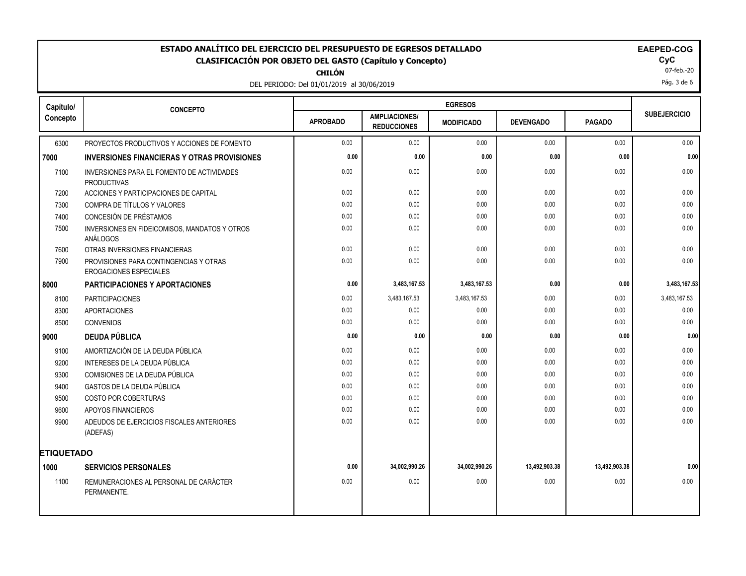# ESTADO ANALÍTICO DEL EJERCICIO DEL PRESUPUESTO DE EGRESOS DETALLADO

## CLASIFICACIÓN POR OBJETO DEL GASTO (Capítulo y Concepto)

**CHILÓN**

DEL PERIODO: Del 01/01/2019 al 30/06/2019

**EAEPED-COG**
**CyC**
07-feb.-20

| Capítulo/ Concepto | CONCEPTO | EGRESOS | | | | | SUBEJERCICIO |
|---|---|---|---|---|---|---|---|
| | | APROBADO | AMPLIACIONES/ REDUCCIONES | MODIFICADO | DEVENGADO | PAGADO | |
| 6300 | PROYECTOS PRODUCTIVOS Y ACCIONES DE FOMENTO | 0.00 | 0.00 | 0.00 | 0.00 | 0.00 | 0.00 |
| **7000** | **INVERSIONES FINANCIERAS Y OTRAS PROVISIONES** | **0.00** | **0.00** | **0.00** | **0.00** | **0.00** | **0.00** |
| 7100 | INVERSIONES PARA EL FOMENTO DE ACTIVIDADES PRODUCTIVAS | 0.00 | 0.00 | 0.00 | 0.00 | 0.00 | 0.00 |
| 7200 | ACCIONES Y PARTICIPACIONES DE CAPITAL | 0.00 | 0.00 | 0.00 | 0.00 | 0.00 | 0.00 |
| 7300 | COMPRA DE TÍTULOS Y VALORES | 0.00 | 0.00 | 0.00 | 0.00 | 0.00 | 0.00 |
| 7400 | CONCESIÓN DE PRÉSTAMOS | 0.00 | 0.00 | 0.00 | 0.00 | 0.00 | 0.00 |
| 7500 | INVERSIONES EN FIDEICOMISOS, MANDATOS Y OTROS ANÁLOGOS | 0.00 | 0.00 | 0.00 | 0.00 | 0.00 | 0.00 |
| 7600 | OTRAS INVERSIONES FINANCIERAS | 0.00 | 0.00 | 0.00 | 0.00 | 0.00 | 0.00 |
| 7900 | PROVISIONES PARA CONTINGENCIAS Y OTRAS EROGACIONES ESPECIALES | 0.00 | 0.00 | 0.00 | 0.00 | 0.00 | 0.00 |
| **8000** | **PARTICIPACIONES Y APORTACIONES** | **0.00** | **3,483,167.53** | **3,483,167.53** | **0.00** | **0.00** | **3,483,167.53** |
| 8100 | PARTICIPACIONES | 0.00 | 3,483,167.53 | 3,483,167.53 | 0.00 | 0.00 | 3,483,167.53 |
| 8300 | APORTACIONES | 0.00 | 0.00 | 0.00 | 0.00 | 0.00 | 0.00 |
| 8500 | CONVENIOS | 0.00 | 0.00 | 0.00 | 0.00 | 0.00 | 0.00 |
| **9000** | **DEUDA PÚBLICA** | **0.00** | **0.00** | **0.00** | **0.00** | **0.00** | **0.00** |
| 9100 | AMORTIZACIÓN DE LA DEUDA PÚBLICA | 0.00 | 0.00 | 0.00 | 0.00 | 0.00 | 0.00 |
| 9200 | INTERESES DE LA DEUDA PÚBLICA | 0.00 | 0.00 | 0.00 | 0.00 | 0.00 | 0.00 |
| 9300 | COMISIONES DE LA DEUDA PÚBLICA | 0.00 | 0.00 | 0.00 | 0.00 | 0.00 | 0.00 |
| 9400 | GASTOS DE LA DEUDA PÚBLICA | 0.00 | 0.00 | 0.00 | 0.00 | 0.00 | 0.00 |
| 9500 | COSTO POR COBERTURAS | 0.00 | 0.00 | 0.00 | 0.00 | 0.00 | 0.00 |
| 9600 | APOYOS FINANCIEROS | 0.00 | 0.00 | 0.00 | 0.00 | 0.00 | 0.00 |
| 9900 | ADEUDOS DE EJERCICIOS FISCALES ANTERIORES (ADEFAS) | 0.00 | 0.00 | 0.00 | 0.00 | 0.00 | 0.00 |
| **ETIQUETADO** | | | | | | | |
| **1000** | **SERVICIOS PERSONALES** | **0.00** | **34,002,990.26** | **34,002,990.26** | **13,492,903.38** | **13,492,903.38** | **0.00** |
| 1100 | REMUNERACIONES AL PERSONAL DE CARÁCTER PERMANENTE. | 0.00 | 0.00 | 0.00 | 0.00 | 0.00 | 0.00 |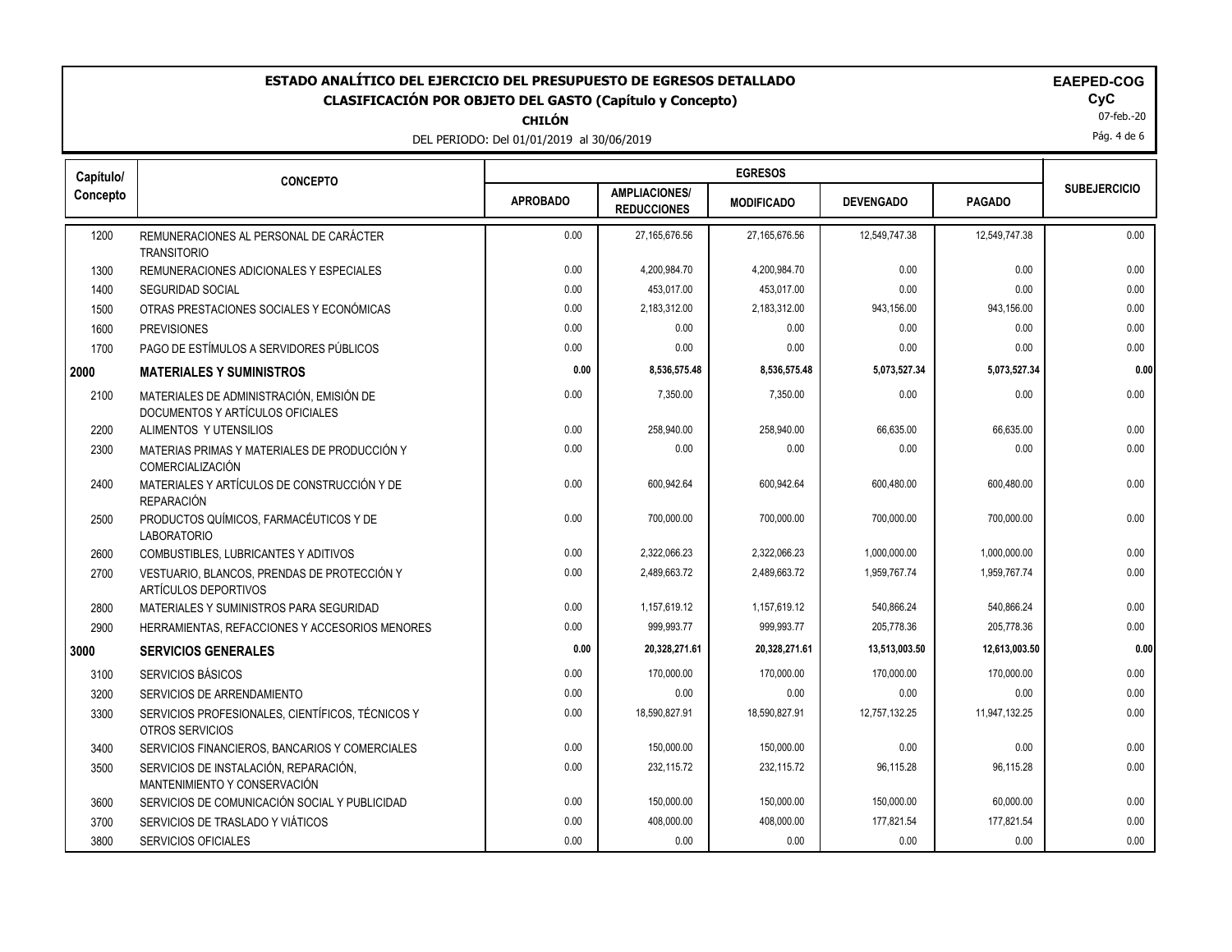# ESTADO ANALÍTICO DEL EJERCICIO DEL PRESUPUESTO DE EGRESOS DETALLADO

## CLASIFICACIÓN POR OBJETO DEL GASTO (Capítulo y Concepto)

**CHILÓN**

DEL PERIODO: Del 01/01/2019 al 30/06/2019

**EAPED-COG**
**CyC**
07-feb.-20

| Capítulo/ Concepto | CONCEPTO | EGRESOS | | | | | SUBEJERCICIO |
|---|---|---|---|---|---|---|---|
| | | APROBADO | AMPLIACIONES/ REDUCCIONES | MODIFICADO | DEVENGADO | PAGADO | |
| 1200 | REMUNERACIONES AL PERSONAL DE CARÁCTER TRANSITORIO | 0.00 | 27,165,676.56 | 27,165,676.56 | 12,549,747.38 | 12,549,747.38 | 0.00 |
| 1300 | REMUNERACIONES ADICIONALES Y ESPECIALES | 0.00 | 4,200,984.70 | 4,200,984.70 | 0.00 | 0.00 | 0.00 |
| 1400 | SEGURIDAD SOCIAL | 0.00 | 453,017.00 | 453,017.00 | 0.00 | 0.00 | 0.00 |
| 1500 | OTRAS PRESTACIONES SOCIALES Y ECONÓMICAS | 0.00 | 2,183,312.00 | 2,183,312.00 | 943,156.00 | 943,156.00 | 0.00 |
| 1600 | PREVISIONES | 0.00 | 0.00 | 0.00 | 0.00 | 0.00 | 0.00 |
| 1700 | PAGO DE ESTÍMULOS A SERVIDORES PÚBLICOS | 0.00 | 0.00 | 0.00 | 0.00 | 0.00 | 0.00 |
| **2000** | **MATERIALES Y SUMINISTROS** | **0.00** | **8,536,575.48** | **8,536,575.48** | **5,073,527.34** | **5,073,527.34** | **0.00** |
| 2100 | MATERIALES DE ADMINISTRACIÓN, EMISIÓN DE DOCUMENTOS Y ARTÍCULOS OFICIALES | 0.00 | 7,350.00 | 7,350.00 | 0.00 | 0.00 | 0.00 |
| 2200 | ALIMENTOS Y UTENSILIOS | 0.00 | 258,940.00 | 258,940.00 | 66,635.00 | 66,635.00 | 0.00 |
| 2300 | MATERIAS PRIMAS Y MATERIALES DE PRODUCCIÓN Y COMERCIALIZACIÓN | 0.00 | 0.00 | 0.00 | 0.00 | 0.00 | 0.00 |
| 2400 | MATERIALES Y ARTÍCULOS DE CONSTRUCCIÓN Y DE REPARACIÓN | 0.00 | 600,942.64 | 600,942.64 | 600,480.00 | 600,480.00 | 0.00 |
| 2500 | PRODUCTOS QUÍMICOS, FARMACÉUTICOS Y DE LABORATORIO | 0.00 | 700,000.00 | 700,000.00 | 700,000.00 | 700,000.00 | 0.00 |
| 2600 | COMBUSTIBLES, LUBRICANTES Y ADITIVOS | 0.00 | 2,322,066.23 | 2,322,066.23 | 1,000,000.00 | 1,000,000.00 | 0.00 |
| 2700 | VESTUARIO, BLANCOS, PRENDAS DE PROTECCIÓN Y ARTÍCULOS DEPORTIVOS | 0.00 | 2,489,663.72 | 2,489,663.72 | 1,959,767.74 | 1,959,767.74 | 0.00 |
| 2800 | MATERIALES Y SUMINISTROS PARA SEGURIDAD | 0.00 | 1,157,619.12 | 1,157,619.12 | 540,866.24 | 540,866.24 | 0.00 |
| 2900 | HERRAMIENTAS, REFACCIONES Y ACCESORIOS MENORES | 0.00 | 999,993.77 | 999,993.77 | 205,778.36 | 205,778.36 | 0.00 |
| **3000** | **SERVICIOS GENERALES** | **0.00** | **20,328,271.61** | **20,328,271.61** | **13,513,003.50** | **12,613,003.50** | **0.00** |
| 3100 | SERVICIOS BÁSICOS | 0.00 | 170,000.00 | 170,000.00 | 170,000.00 | 170,000.00 | 0.00 |
| 3200 | SERVICIOS DE ARRENDAMIENTO | 0.00 | 0.00 | 0.00 | 0.00 | 0.00 | 0.00 |
| 3300 | SERVICIOS PROFESIONALES, CIENTÍFICOS, TÉCNICOS Y OTROS SERVICIOS | 0.00 | 18,590,827.91 | 18,590,827.91 | 12,757,132.25 | 11,947,132.25 | 0.00 |
| 3400 | SERVICIOS FINANCIEROS, BANCARIOS Y COMERCIALES | 0.00 | 150,000.00 | 150,000.00 | 0.00 | 0.00 | 0.00 |
| 3500 | SERVICIOS DE INSTALACIÓN, REPARACIÓN, MANTENIMIENTO Y CONSERVACIÓN | 0.00 | 232,115.72 | 232,115.72 | 96,115.28 | 96,115.28 | 0.00 |
| 3600 | SERVICIOS DE COMUNICACIÓN SOCIAL Y PUBLICIDAD | 0.00 | 150,000.00 | 150,000.00 | 150,000.00 | 60,000.00 | 0.00 |
| 3700 | SERVICIOS DE TRASLADO Y VIÁTICOS | 0.00 | 408,000.00 | 408,000.00 | 177,821.54 | 177,821.54 | 0.00 |
| 3800 | SERVICIOS OFICIALES | 0.00 | 0.00 | 0.00 | 0.00 | 0.00 | 0.00 |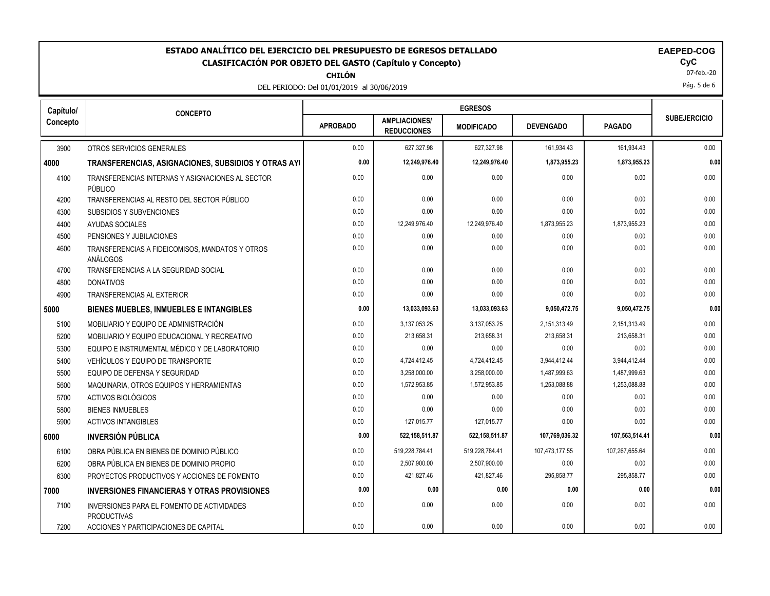# ESTADO ANALÍTICO DEL EJERCICIO DEL PRESUPUESTO DE EGRESOS DETALLADO

## CLASIFICACIÓN POR OBJETO DEL GASTO (Capítulo y Concepto)

**CHILÓN**

DEL PERIODO: Del 01/01/2019 al 30/06/2019

**EAPED-COG**
**CyC**
07-feb.-20

| Capítulo/ Concepto | CONCEPTO | EGRESOS | | | | | SUBEJERCICIO |
|---|---|---|---|---|---|---|---|
| | | APROBADO | AMPLIACIONES/ REDUCCIONES | MODIFICADO | DEVENGADO | PAGADO | |
| 3900 | OTROS SERVICIOS GENERALES | 0.00 | 627,327.98 | 627,327.98 | 161,934.43 | 161,934.43 | 0.00 |
| **4000** | **TRANSFERENCIAS, ASIGNACIONES, SUBSIDIOS Y OTRAS AYI** | **0.00** | **12,249,976.40** | **12,249,976.40** | **1,873,955.23** | **1,873,955.23** | **0.00** |
| 4100 | TRANSFERENCIAS INTERNAS Y ASIGNACIONES AL SECTOR PÚBLICO | 0.00 | 0.00 | 0.00 | 0.00 | 0.00 | 0.00 |
| 4200 | TRANSFERENCIAS AL RESTO DEL SECTOR PÚBLICO | 0.00 | 0.00 | 0.00 | 0.00 | 0.00 | 0.00 |
| 4300 | SUBSIDIOS Y SUBVENCIONES | 0.00 | 0.00 | 0.00 | 0.00 | 0.00 | 0.00 |
| 4400 | AYUDAS SOCIALES | 0.00 | 12,249,976.40 | 12,249,976.40 | 1,873,955.23 | 1,873,955.23 | 0.00 |
| 4500 | PENSIONES Y JUBILACIONES | 0.00 | 0.00 | 0.00 | 0.00 | 0.00 | 0.00 |
| 4600 | TRANSFERENCIAS A FIDEICOMISOS, MANDATOS Y OTROS ANÁLOGOS | 0.00 | 0.00 | 0.00 | 0.00 | 0.00 | 0.00 |
| 4700 | TRANSFERENCIAS A LA SEGURIDAD SOCIAL | 0.00 | 0.00 | 0.00 | 0.00 | 0.00 | 0.00 |
| 4800 | DONATIVOS | 0.00 | 0.00 | 0.00 | 0.00 | 0.00 | 0.00 |
| 4900 | TRANSFERENCIAS AL EXTERIOR | 0.00 | 0.00 | 0.00 | 0.00 | 0.00 | 0.00 |
| **5000** | **BIENES MUEBLES, INMUEBLES E INTANGIBLES** | **0.00** | **13,033,093.63** | **13,033,093.63** | **9,050,472.75** | **9,050,472.75** | **0.00** |
| 5100 | MOBILIARIO Y EQUIPO DE ADMINISTRACIÓN | 0.00 | 3,137,053.25 | 3,137,053.25 | 2,151,313.49 | 2,151,313.49 | 0.00 |
| 5200 | MOBILIARIO Y EQUIPO EDUCACIONAL Y RECREATIVO | 0.00 | 213,658.31 | 213,658.31 | 213,658.31 | 213,658.31 | 0.00 |
| 5300 | EQUIPO E INSTRUMENTAL MÉDICO Y DE LABORATORIO | 0.00 | 0.00 | 0.00 | 0.00 | 0.00 | 0.00 |
| 5400 | VEHÍCULOS Y EQUIPO DE TRANSPORTE | 0.00 | 4,724,412.45 | 4,724,412.45 | 3,944,412.44 | 3,944,412.44 | 0.00 |
| 5500 | EQUIPO DE DEFENSA Y SEGURIDAD | 0.00 | 3,258,000.00 | 3,258,000.00 | 1,487,999.63 | 1,487,999.63 | 0.00 |
| 5600 | MAQUINARIA, OTROS EQUIPOS Y HERRAMIENTAS | 0.00 | 1,572,953.85 | 1,572,953.85 | 1,253,088.88 | 1,253,088.88 | 0.00 |
| 5700 | ACTIVOS BIOLÓGICOS | 0.00 | 0.00 | 0.00 | 0.00 | 0.00 | 0.00 |
| 5800 | BIENES INMUEBLES | 0.00 | 0.00 | 0.00 | 0.00 | 0.00 | 0.00 |
| 5900 | ACTIVOS INTANGIBLES | 0.00 | 127,015.77 | 127,015.77 | 0.00 | 0.00 | 0.00 |
| **6000** | **INVERSIÓN PÚBLICA** | **0.00** | **522,158,511.87** | **522,158,511.87** | **107,769,036.32** | **107,563,514.41** | **0.00** |
| 6100 | OBRA PÚBLICA EN BIENES DE DOMINIO PÚBLICO | 0.00 | 519,228,784.41 | 519,228,784.41 | 107,473,177.55 | 107,267,655.64 | 0.00 |
| 6200 | OBRA PÚBLICA EN BIENES DE DOMINIO PROPIO | 0.00 | 2,507,900.00 | 2,507,900.00 | 0.00 | 0.00 | 0.00 |
| 6300 | PROYECTOS PRODUCTIVOS Y ACCIONES DE FOMENTO | 0.00 | 421,827.46 | 421,827.46 | 295,858.77 | 295,858.77 | 0.00 |
| **7000** | **INVERSIONES FINANCIERAS Y OTRAS PROVISIONES** | **0.00** | **0.00** | **0.00** | **0.00** | **0.00** | **0.00** |
| 7100 | INVERSIONES PARA EL FOMENTO DE ACTIVIDADES PRODUCTIVAS | 0.00 | 0.00 | 0.00 | 0.00 | 0.00 | 0.00 |
| 7200 | ACCIONES Y PARTICIPACIONES DE CAPITAL | 0.00 | 0.00 | 0.00 | 0.00 | 0.00 | 0.00 |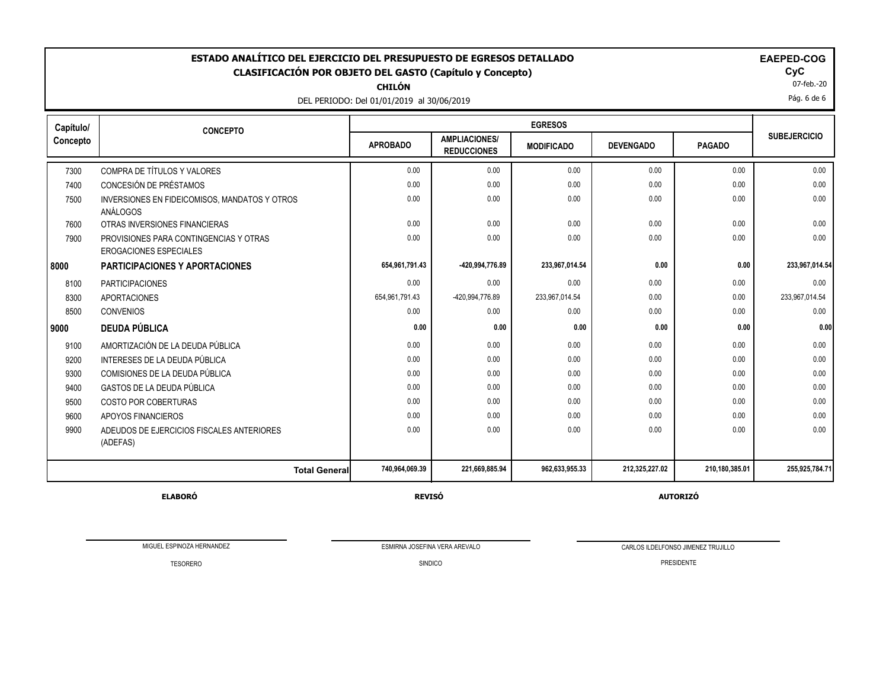# ESTADO ANALÍTICO DEL EJERCICIO DEL PRESUPUESTO DE EGRESOS DETALLADO

## CLASIFICACIÓN POR OBJETO DEL GASTO (Capítulo y Concepto)

**CHILÓN**

DEL PERIODO: Del 01/01/2019 al 30/06/2019

**EAPED-COG**
**CyC**
07-feb.-20

| Capítulo/ Concepto | CONCEPTO | EGRESOS | | | | | SUBEJERCICIO |
|---|---|---|---|---|---|---|---|
| | | APROBADO | AMPLIACIONES/ REDUCCIONES | MODIFICADO | DEVENGADO | PAGADO | |
| 7300 | COMPRA DE TÍTULOS Y VALORES | 0.00 | 0.00 | 0.00 | 0.00 | 0.00 | 0.00 |
| 7400 | CONCESIÓN DE PRÉSTAMOS | 0.00 | 0.00 | 0.00 | 0.00 | 0.00 | 0.00 |
| 7500 | INVERSIONES EN FIDEICOMISOS, MANDATOS Y OTROS ANÁLOGOS | 0.00 | 0.00 | 0.00 | 0.00 | 0.00 | 0.00 |
| 7600 | OTRAS INVERSIONES FINANCIERAS | 0.00 | 0.00 | 0.00 | 0.00 | 0.00 | 0.00 |
| 7900 | PROVISIONES PARA CONTINGENCIAS Y OTRAS EROGACIONES ESPECIALES | 0.00 | 0.00 | 0.00 | 0.00 | 0.00 | 0.00 |
| **8000** | **PARTICIPACIONES Y APORTACIONES** | **654,961,791.43** | **-420,994,776.89** | **233,967,014.54** | **0.00** | **0.00** | **233,967,014.54** |
| 8100 | PARTICIPACIONES | 0.00 | 0.00 | 0.00 | 0.00 | 0.00 | 0.00 |
| 8300 | APORTACIONES | 654,961,791.43 | -420,994,776.89 | 233,967,014.54 | 0.00 | 0.00 | 233,967,014.54 |
| 8500 | CONVENIOS | 0.00 | 0.00 | 0.00 | 0.00 | 0.00 | 0.00 |
| **9000** | **DEUDA PÚBLICA** | **0.00** | **0.00** | **0.00** | **0.00** | **0.00** | **0.00** |
| 9100 | AMORTIZACIÓN DE LA DEUDA PÚBLICA | 0.00 | 0.00 | 0.00 | 0.00 | 0.00 | 0.00 |
| 9200 | INTERESES DE LA DEUDA PÚBLICA | 0.00 | 0.00 | 0.00 | 0.00 | 0.00 | 0.00 |
| 9300 | COMISIONES DE LA DEUDA PÚBLICA | 0.00 | 0.00 | 0.00 | 0.00 | 0.00 | 0.00 |
| 9400 | GASTOS DE LA DEUDA PÚBLICA | 0.00 | 0.00 | 0.00 | 0.00 | 0.00 | 0.00 |
| 9500 | COSTO POR COBERTURAS | 0.00 | 0.00 | 0.00 | 0.00 | 0.00 | 0.00 |
| 9600 | APOYOS FINANCIEROS | 0.00 | 0.00 | 0.00 | 0.00 | 0.00 | 0.00 |
| 9900 | ADEUDOS DE EJERCICIOS FISCALES ANTERIORES (ADEFAS) | 0.00 | 0.00 | 0.00 | 0.00 | 0.00 | 0.00 |
| | **Total General** | **740,964,069.39** | **221,669,885.94** | **962,633,955.33** | **212,325,227.02** | **210,180,385.01** | **255,925,784.71** |

| ELABORÓ | REVISÓ | AUTORIZÓ |
|---|---|---|
| MIGUEL ESPINOZA HERNANDEZ | ESMIRNA JOSEFINA VERA AREVALO | CARLOS ILDELFONSO JIMENEZ TRUJILLO |
| TESORERO | SINDICO | PRESIDENTE |